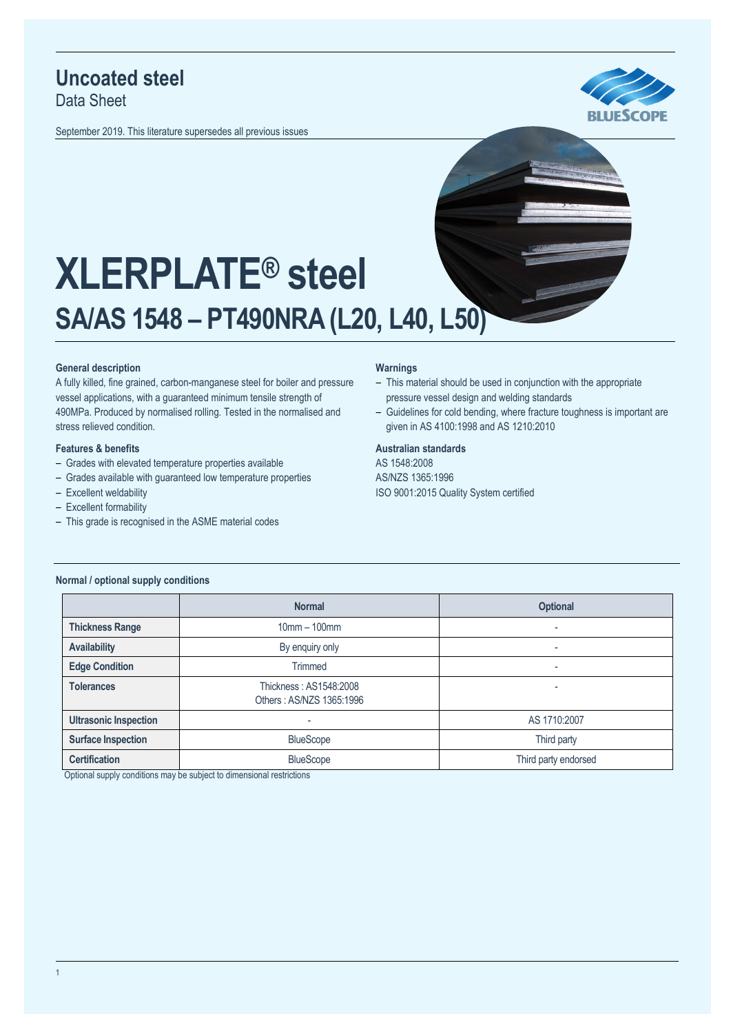# Uncoated steel
Data Sheet

September 2019. This literature supersedes all previous issues

# XLERPLATE® steel
## SA/AS 1548 – PT490NRA (L20, L40, L50)

### General description
A fully killed, fine grained, carbon-manganese steel for boiler and pressure vessel applications, with a guaranteed minimum tensile strength of 490MPa. Produced by normalised rolling. Tested in the normalised and stress relieved condition.

### Features & benefits
- Grades with elevated temperature properties available
- Grades available with guaranteed low temperature properties
- Excellent weldability
- Excellent formability
- This grade is recognised in the ASME material codes

### Warnings
- This material should be used in conjunction with the appropriate pressure vessel design and welding standards
- Guidelines for cold bending, where fracture toughness is important are given in AS 4100:1998 and AS 1210:2010

### Australian standards
AS 1548:2008
AS/NZS 1365:1996
ISO 9001:2015 Quality System certified

### Normal / optional supply conditions

| | Normal | Optional |
|---|---|---|
| **Thickness Range** | 10mm – 100mm | - |
| **Availability** | By enquiry only | - |
| **Edge Condition** | Trimmed | - |
| **Tolerances** | Thickness : AS1548:2008<br>Others : AS/NZS 1365:1996 | - |
| **Ultrasonic Inspection** | - | AS 1710:2007 |
| **Surface Inspection** | BlueScope | Third party |
| **Certification** | BlueScope | Third party endorsed |

Optional supply conditions may be subject to dimensional restrictions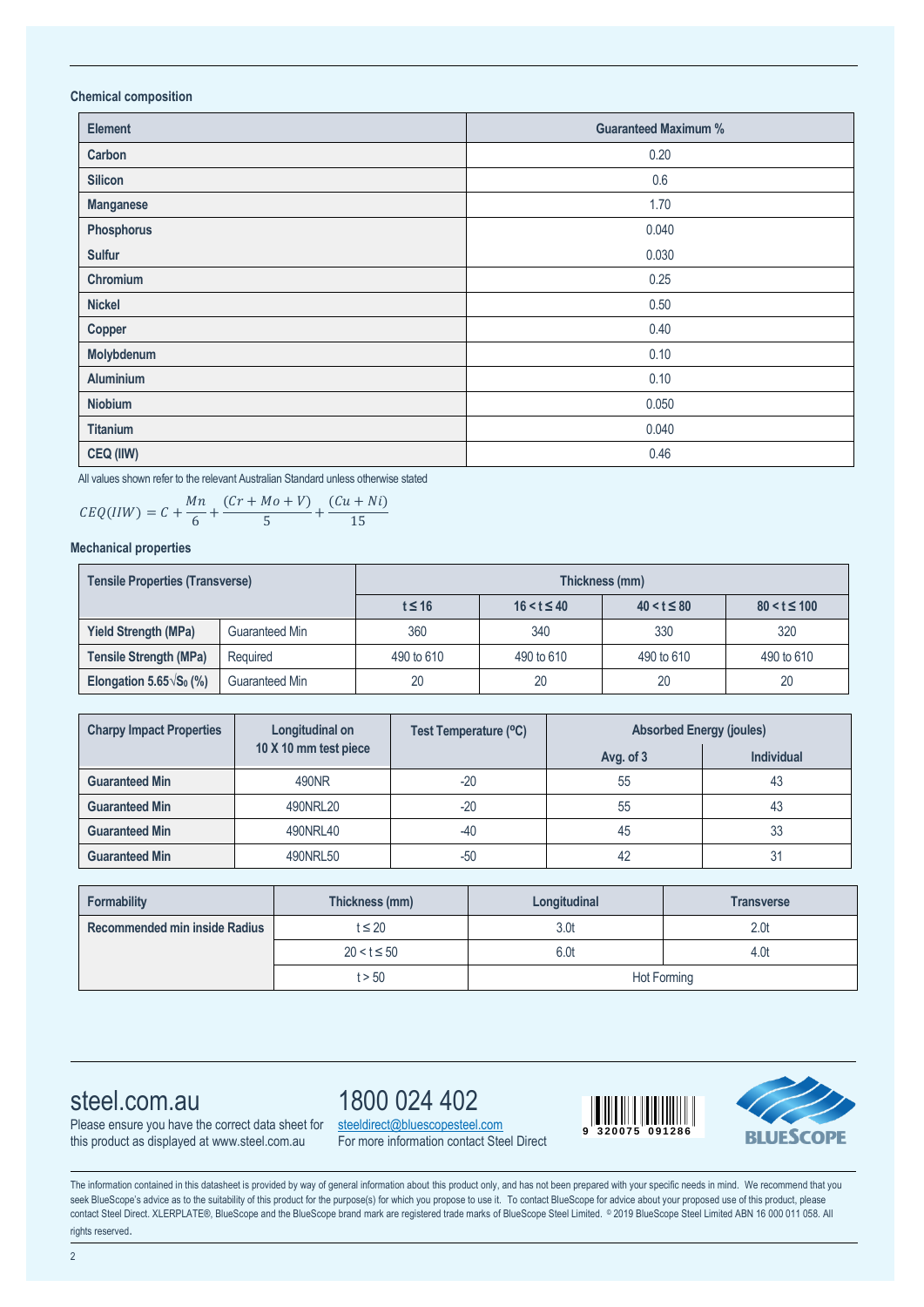### Chemical composition

| Element | Guaranteed Maximum % |
|---|---|
| Carbon | 0.20 |
| Silicon | 0.6 |
| Manganese | 1.70 |
| Phosphorus | 0.040 |
| Sulfur | 0.030 |
| Chromium | 0.25 |
| Nickel | 0.50 |
| Copper | 0.40 |
| Molybdenum | 0.10 |
| Aluminium | 0.10 |
| Niobium | 0.050 |
| Titanium | 0.040 |
| CEQ (IIW) | 0.46 |

All values shown refer to the relevant Australian Standard unless otherwise stated

$$CEQ(IIW) = C + \frac{Mn}{6} + \frac{(Cr + Mo + V)}{5} + \frac{(Cu + Ni)}{15}$$

### Mechanical properties

| Tensile Properties (Transverse) | | Thickness (mm) | | | |
|---|---|---|---|---|---|
| | | $t \leq 16$ | $16 < t \leq 40$ | $40 < t \leq 80$ | $80 < t \leq 100$ |
| Yield Strength (MPa) | Guaranteed Min | 360 | 340 | 330 | 320 |
| Tensile Strength (MPa) | Required | 490 to 610 | 490 to 610 | 490 to 610 | 490 to 610 |
| Elongation $5.65\sqrt{S_0}$ (%) | Guaranteed Min | 20 | 20 | 20 | 20 |

| Charpy Impact Properties | Longitudinal on 10 X 10 mm test piece | Test Temperature (ºC) | Absorbed Energy (joules) | |
|---|---|---|---|---|
| | | | Avg. of 3 | Individual |
| Guaranteed Min | 490NR | -20 | 55 | 43 |
| Guaranteed Min | 490NRL20 | -20 | 55 | 43 |
| Guaranteed Min | 490NRL40 | -40 | 45 | 33 |
| Guaranteed Min | 490NRL50 | -50 | 42 | 31 |

| Formability | Thickness (mm) | Longitudinal | Transverse |
|---|---|---|---|
| Recommended min inside Radius | $t \leq 20$ | 3.0t | 2.0t |
| | $20 < t \leq 50$ | 6.0t | 4.0t |
| | $t > 50$ | Hot Forming | |

steel.com.au

Please ensure you have the correct data sheet for this product as displayed at www.steel.com.au

1800 024 402

steeldirect@bluescopesteel.com

For more information contact Steel Direct

9 320075 091286

BLUESCOPE

The information contained in this datasheet is provided by way of general information about this product only, and has not been prepared with your specific needs in mind. We recommend that you seek BlueScope's advice as to the suitability of this product for the purpose(s) for which you propose to use it. To contact BlueScope for advice about your proposed use of this product, please contact Steel Direct. XLERPLATE®, BlueScope and the BlueScope brand mark are registered trade marks of BlueScope Steel Limited. © 2019 BlueScope Steel Limited ABN 16 000 011 058. All rights reserved.